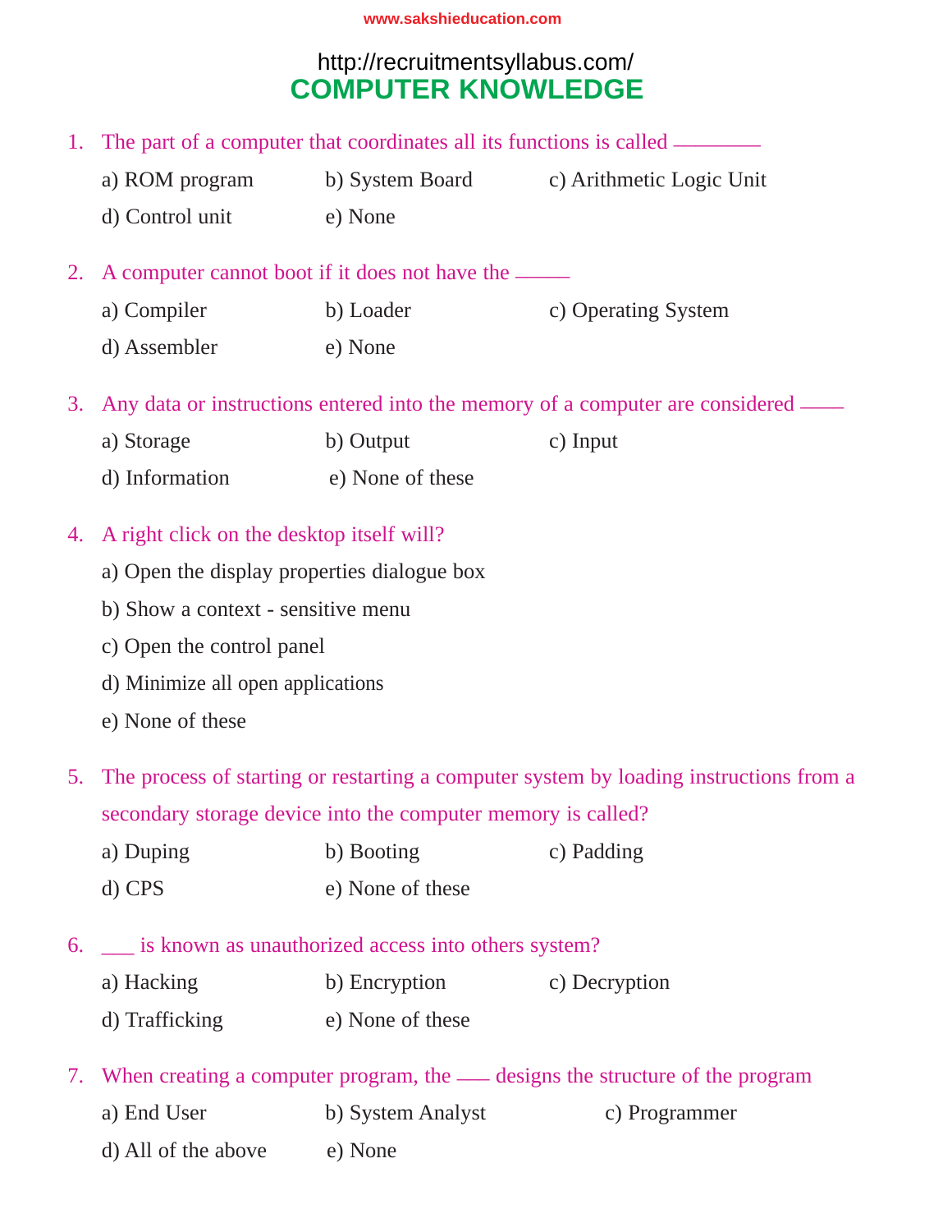http://recruitmentsyllabus.com/

# COMPUTER KNOWLEDGE

1. The part of a computer that coordinates all its functions is called ________

   a) ROM program  b) System Board  c) Arithmetic Logic Unit

   d) Control unit  e) None

2. A computer cannot boot if it does not have the _____

   a) Compiler  b) Loader  c) Operating System

   d) Assembler  e) None

3. Any data or instructions entered into the memory of a computer are considered ____

   a) Storage  b) Output  c) Input

   d) Information  e) None of these

4. A right click on the desktop itself will?

   a) Open the display properties dialogue box

   b) Show a context - sensitive menu

   c) Open the control panel

   d) Minimize all open applications

   e) None of these

5. The process of starting or restarting a computer system by loading instructions from a secondary storage device into the computer memory is called?

   a) Duping  b) Booting  c) Padding

   d) CPS  e) None of these

6. ___ is known as unauthorized access into others system?

   a) Hacking  b) Encryption  c) Decryption

   d) Trafficking  e) None of these

7. When creating a computer program, the ___ designs the structure of the program

   a) End User  b) System Analyst  c) Programmer

   d) All of the above  e) None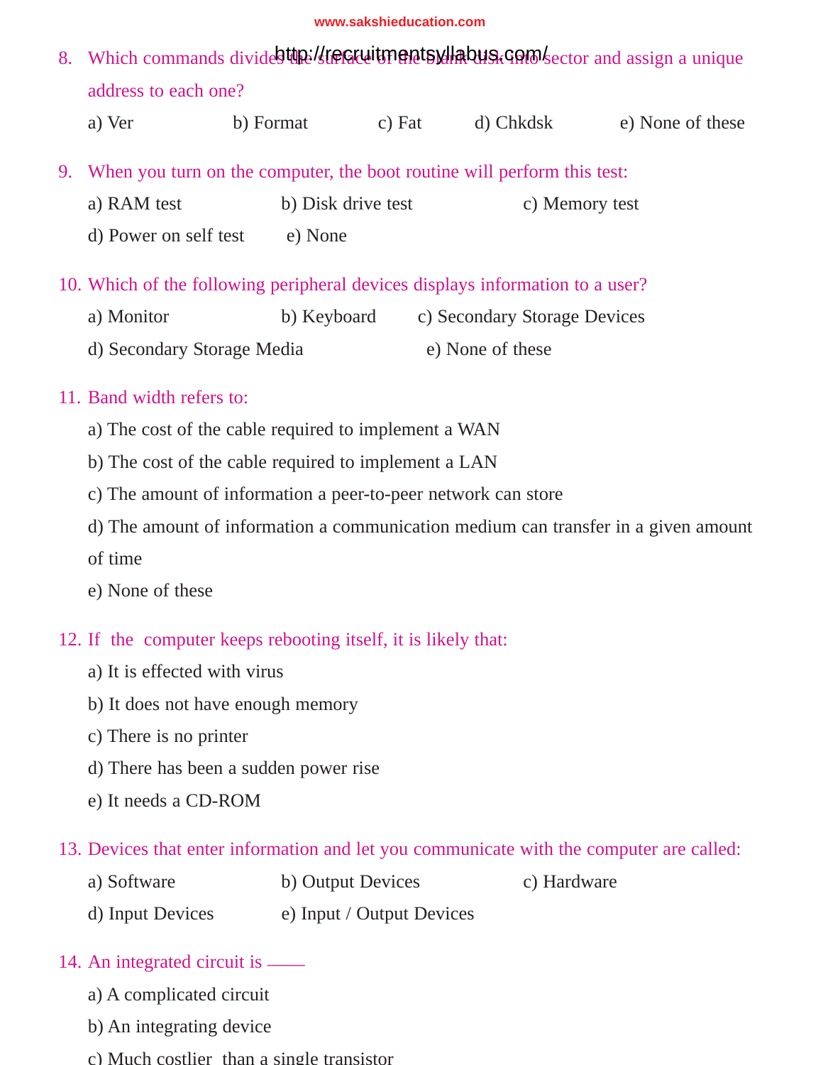8. Which commands divides the surface of the blank disk into sector and assign a unique address to each one?

   a) Ver  b) Format  c) Fat  d) Chkdsk  e) None of these

9. When you turn on the computer, the boot routine will perform this test:

   a) RAM test  b) Disk drive test  c) Memory test
   d) Power on self test  e) None

10. Which of the following peripheral devices displays information to a user?

    a) Monitor  b) Keyboard  c) Secondary Storage Devices
    d) Secondary Storage Media  e) None of these

11. Band width refers to:

    a) The cost of the cable required to implement a WAN
    b) The cost of the cable required to implement a LAN
    c) The amount of information a peer-to-peer network can store
    d) The amount of information a communication medium can transfer in a given amount of time
    e) None of these

12. If the computer keeps rebooting itself, it is likely that:

    a) It is effected with virus
    b) It does not have enough memory
    c) There is no printer
    d) There has been a sudden power rise
    e) It needs a CD-ROM

13. Devices that enter information and let you communicate with the computer are called:

    a) Software  b) Output Devices  c) Hardware
    d) Input Devices  e) Input / Output Devices

14. An integrated circuit is ____

    a) A complicated circuit
    b) An integrating device
    c) Much costlier than a single transistor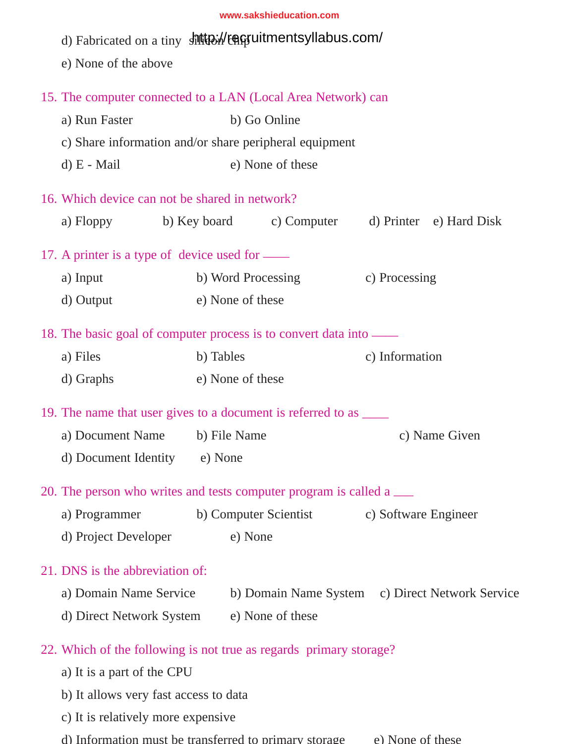d) Fabricated on a tiny silicon chip

e) None of the above

15. The computer connected to a LAN (Local Area Network) can

a) Run Faster b) Go Online

c) Share information and/or share peripheral equipment

d) E - Mail e) None of these

16. Which device can not be shared in network?

a) Floppy b) Key board c) Computer d) Printer e) Hard Disk

17. A printer is a type of device used for ____

a) Input b) Word Processing c) Processing

d) Output e) None of these

18. The basic goal of computer process is to convert data into ____

a) Files b) Tables c) Information

d) Graphs e) None of these

19. The name that user gives to a document is referred to as ____

a) Document Name b) File Name c) Name Given

d) Document Identity e) None

20. The person who writes and tests computer program is called a ___

a) Programmer b) Computer Scientist c) Software Engineer

d) Project Developer e) None

21. DNS is the abbreviation of:

a) Domain Name Service b) Domain Name System c) Direct Network Service

d) Direct Network System e) None of these

22. Which of the following is not true as regards primary storage?

a) It is a part of the CPU

b) It allows very fast access to data

c) It is relatively more expensive

d) Information must be transferred to primary storage e) None of these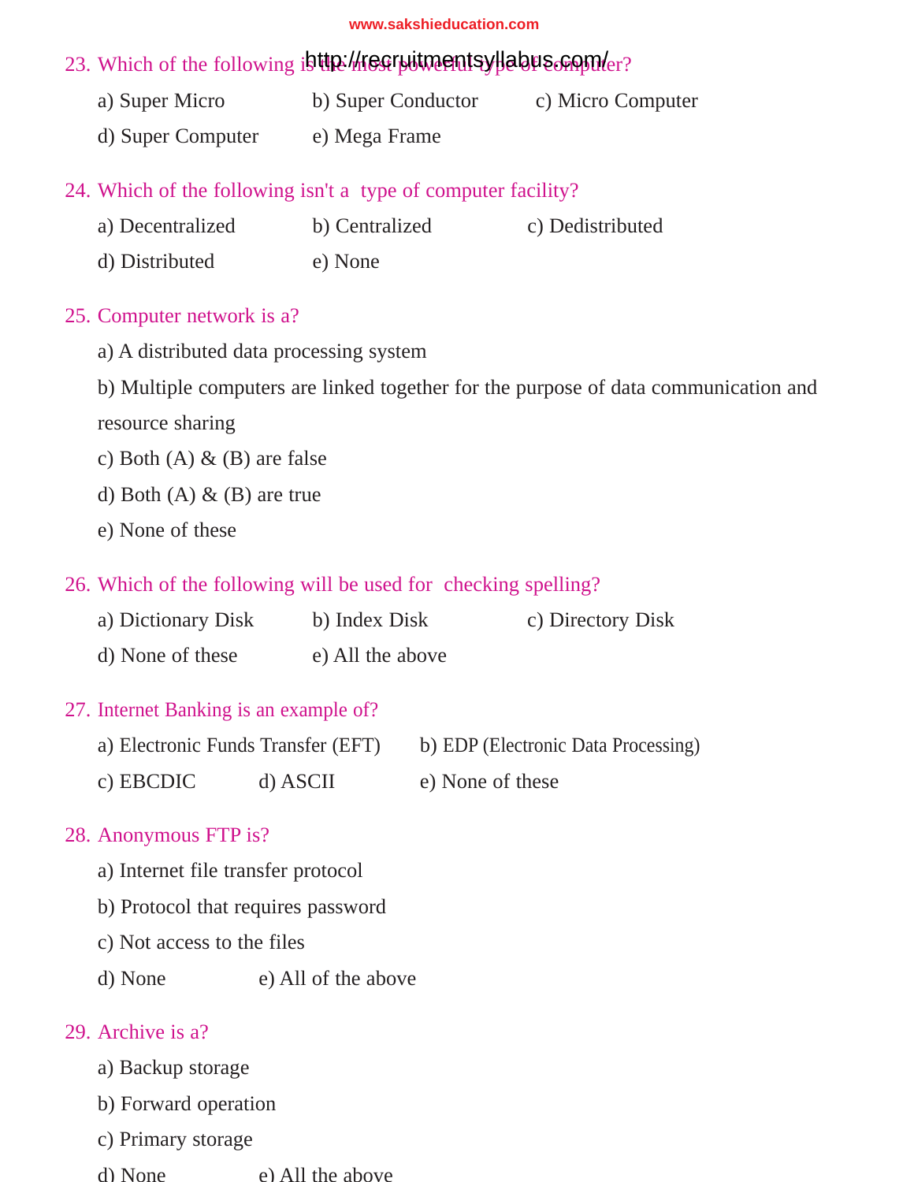23. Which of the following is the most powerful type of computer?

a) Super Micro b) Super Conductor c) Micro Computer

d) Super Computer e) Mega Frame

24. Which of the following isn't a type of computer facility?

a) Decentralized b) Centralized c) Dedistributed

d) Distributed e) None

25. Computer network is a?

a) A distributed data processing system

b) Multiple computers are linked together for the purpose of data communication and resource sharing

c) Both (A) & (B) are false

d) Both (A) & (B) are true

e) None of these

26. Which of the following will be used for checking spelling?

a) Dictionary Disk b) Index Disk c) Directory Disk

d) None of these e) All the above

27. Internet Banking is an example of?

a) Electronic Funds Transfer (EFT) b) EDP (Electronic Data Processing)

c) EBCDIC d) ASCII e) None of these

28. Anonymous FTP is?

a) Internet file transfer protocol

b) Protocol that requires password

c) Not access to the files

d) None e) All of the above

29. Archive is a?

a) Backup storage

b) Forward operation

c) Primary storage

d) None e) All the above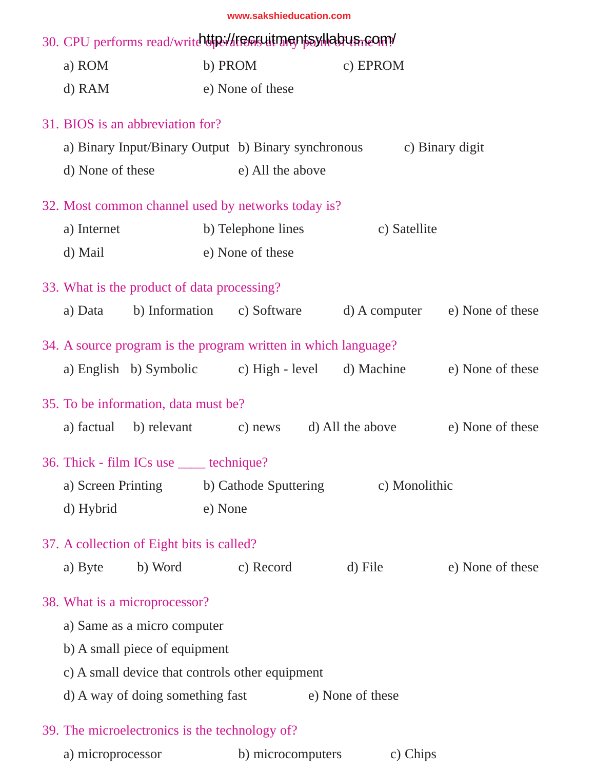30. CPU performs read/write operations at any point of time in?

a) ROM b) PROM c) EPROM
d) RAM e) None of these

31. BIOS is an abbreviation for?

a) Binary Input/Binary Output b) Binary synchronous c) Binary digit
d) None of these e) All the above

32. Most common channel used by networks today is?

a) Internet b) Telephone lines c) Satellite
d) Mail e) None of these

33. What is the product of data processing?

a) Data b) Information c) Software d) A computer e) None of these

34. A source program is the program written in which language?

a) English b) Symbolic c) High - level d) Machine e) None of these

35. To be information, data must be?

a) factual b) relevant c) news d) All the above e) None of these

36. Thick - film ICs use ____ technique?

a) Screen Printing b) Cathode Sputtering c) Monolithic
d) Hybrid e) None

37. A collection of Eight bits is called?

a) Byte b) Word c) Record d) File e) None of these

38. What is a microprocessor?

a) Same as a micro computer
b) A small piece of equipment
c) A small device that controls other equipment
d) A way of doing something fast e) None of these

39. The microelectronics is the technology of?

a) microprocessor b) microcomputers c) Chips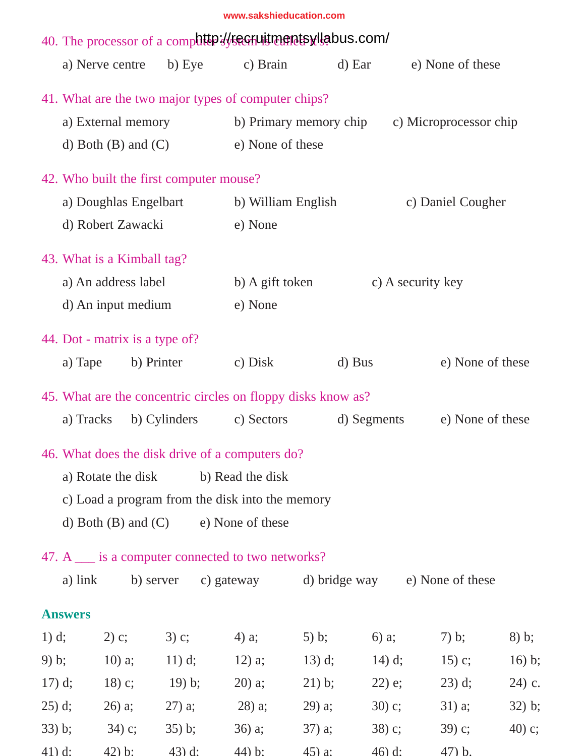40. The processor of a computer system is called it's?

a) Nerve centre b) Eye c) Brain d) Ear e) None of these

41. What are the two major types of computer chips?

a) External memory b) Primary memory chip c) Microprocessor chip
d) Both (B) and (C) e) None of these

42. Who built the first computer mouse?

a) Doughlas Engelbart b) William English c) Daniel Cougher
d) Robert Zawacki e) None

43. What is a Kimball tag?

a) An address label b) A gift token c) A security key
d) An input medium e) None

44. Dot - matrix is a type of?

a) Tape b) Printer c) Disk d) Bus e) None of these

45. What are the concentric circles on floppy disks know as?

a) Tracks b) Cylinders c) Sectors d) Segments e) None of these

46. What does the disk drive of a computers do?

a) Rotate the disk b) Read the disk
c) Load a program from the disk into the memory
d) Both (B) and (C) e) None of these

47. A ___ is a computer connected to two networks?

a) link b) server c) gateway d) bridge way e) None of these

## Answers

| | | | | | | | |
|---|---|---|---|---|---|---|---|
| 1) d; | 2) c; | 3) c; | 4) a; | 5) b; | 6) a; | 7) b; | 8) b; |
| 9) b; | 10) a; | 11) d; | 12) a; | 13) d; | 14) d; | 15) c; | 16) b; |
| 17) d; | 18) c; | 19) b; | 20) a; | 21) b; | 22) e; | 23) d; | 24) c. |
| 25) d; | 26) a; | 27) a; | 28) a; | 29) a; | 30) c; | 31) a; | 32) b; |
| 33) b; | 34) c; | 35) b; | 36) a; | 37) a; | 38) c; | 39) c; | 40) c; |
| 41) d; | 42) b; | 43) d; | 44) b; | 45) a; | 46) d; | 47) b. | |